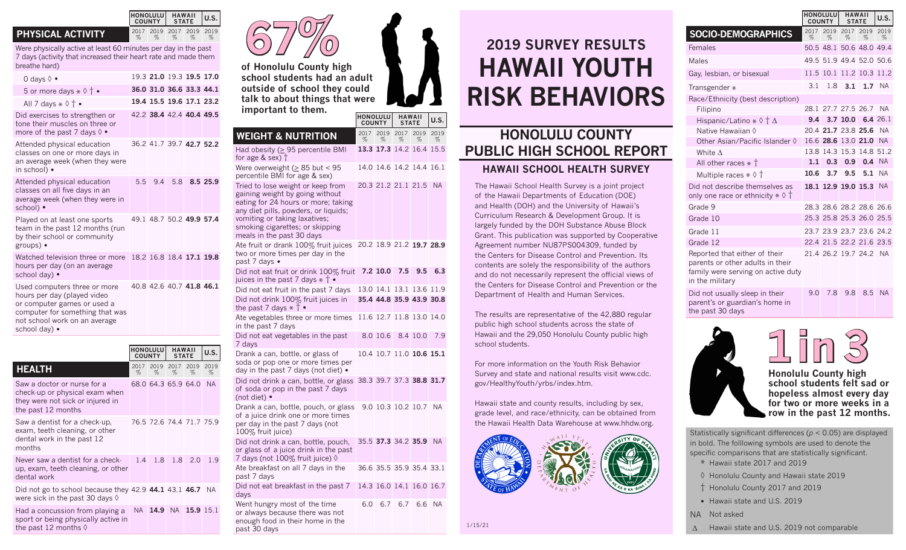# 2019 SURVEY RESULTS HAWAII YOUTH RISK BEHAVIORS

## HONOLULU COUNTY PUBLIC HIGH SCHOOL REPORT

### HAWAII SCHOOL HEALTH SURVEY

The Hawaii School Health Survey is a joint project of the Hawaii Departments of Education (DOE) and Health (DOH) and the University of Hawaii's Curriculum Research & Development Group. It is largely funded by the DOH Substance Abuse Block Grant. This publication was supported by Cooperative Agreement number NU87PS004309, funded by the Centers for Disease Control and Prevention. Its contents are solely the responsibility of the authors and do not necessarily represent the official views of the Centers for Disease Control and Prevention or the Department of Health and Human Services.

The results are representative of the 42,880 regular public high school students across the state of Hawaii and the 29,050 Honolulu County public high school students.

For more information on the Youth Risk Behavior Survey and state and national results visit www.cdc.gov/HealthyYouth/yrbs/index.htm.

Hawaii state and county results, including by sex, grade level, and race/ethnicity, can be obtained from the Hawaii Health Data Warehouse at www.hhdw.org.

1/15/21

Statistically significant differences ($p < 0.05$) are displayed in bold. The folllowing symbols are used to denote the specific comparisons that are statistically significant.

- * Hawaii state 2017 and 2019
- ◊ Honolulu County and Hawaii state 2019
- † Honolulu County 2017 and 2019
- • Hawaii state and U.S. 2019
- NA Not asked
- Δ Hawaii state and U.S. 2019 not comparable

## PHYSICAL ACTIVITY

| PHYSICAL ACTIVITY | HONOLULU COUNTY | | HAWAII STATE | | U.S. |
|---|---|---|---|---|---|
| | 2017 % | 2019 % | 2017 % | 2019 % | 2019 % |
| Were physically active at least 60 minutes per day in the past 7 days (any activity that increased their heart rate and made them breathe hard) | | | | | |
| 0 days ◊ • | 19.3 | **21.0** | 19.3 | **19.5** | 17.0 |
| 5 or more days * ◊ † • | **36.0** | **31.0** | **36.6** | **33.3** | **44.1** |
| All 7 days * ◊ † • | **19.4** | **15.5** | **19.6** | **17.1** | **23.2** |
| Did exercises to strengthen or tone their muscles on three or more of the past 7 days ◊ • | 42.2 | **38.4** | 42.4 | **40.4** | **49.5** |
| Attended physical education classes on one or more days in an average week (when they were in school) • | 36.2 | 41.7 | 39.7 | **42.7** | **52.2** |
| Attended physical education classes on all five days in an average week (when they were in school) • | 5.5 | 9.4 | 5.8 | **8.5** | **25.9** |
| Played on at least one sports team in the past 12 months (run by their school or community groups) • | 49.1 | 48.7 | 50.2 | **49.9** | **57.4** |
| Watched television three or more hours per day (on an average school day) • | 18.2 | 16.8 | 18.4 | **17.1** | **19.8** |
| Used computers three or more hours per day (played video or computer games or used a computer for something that was not school work on an average school day) • | 40.8 | 42.6 | 40.7 | **41.8** | **46.1** |

## HEALTH

| HEALTH | HONOLULU COUNTY | | HAWAII STATE | | U.S. |
|---|---|---|---|---|---|
| | 2017 % | 2019 % | 2017 % | 2019 % | 2019 % |
| Saw a doctor or nurse for a check-up or physical exam when they were not sick or injured in the past 12 months | 68.0 | 64.3 | 65.9 | 64.0 | NA |
| Saw a dentist for a check-up, exam, teeth cleaning, or other dental work in the past 12 months | 76.5 | 72.6 | 74.4 | 71.7 | 75.9 |
| Never saw a dentist for a check-up, exam, teeth cleaning, or other dental work | 1.4 | 1.8 | 1.8 | 2.0 | 1.9 |
| Did not go to school because they were sick in the past 30 days ◊ | 42.9 | **44.1** | 43.1 | **46.7** | NA |
| Had a concussion from playing a sport or being physically active in the past 12 months ◊ | NA | **14.9** | NA | **15.9** | 15.1 |

**67%** of Honolulu County high school students had an adult outside of school they could talk to about things that were important to them.

## WEIGHT & NUTRITION

| WEIGHT & NUTRITION | HONOLULU COUNTY | | HAWAII STATE | | U.S. |
|---|---|---|---|---|---|
| | 2017 % | 2019 % | 2017 % | 2019 % | 2019 % |
| Had obesity (≥ 95 percentile BMI for age & sex) † | **13.3** | **17.3** | 14.2 | 16.4 | 15.5 |
| Were overweight (≥ 85 but < 95 percentile BMI for age & sex) | 14.0 | 14.6 | 14.2 | 14.4 | 16.1 |
| Tried to lose weight or keep from gaining weight by going without eating for 24 hours or more; taking any diet pills, powders, or liquids; vomiting or taking laxatives; smoking cigarettes; or skipping meals in the past 30 days | 20.3 | 21.2 | 21.1 | 21.5 | NA |
| Ate fruit or drank 100% fruit juices two or more times per day in the past 7 days • | 20.2 | 18.9 | 21.2 | **19.7** | **28.9** |
| Did not eat fruit or drink 100% fruit juices in the past 7 days * † • | **7.2** | **10.0** | **7.5** | **9.5** | **6.3** |
| Did not eat fruit in the past 7 days | 13.0 | 14.1 | 13.1 | 13.6 | 11.9 |
| Did not drink 100% fruit juices in the past 7 days * † • | **35.4** | **44.8** | **35.9** | **43.9** | **30.8** |
| Ate vegetables three or more times in the past 7 days | 11.6 | 12.7 | 11.8 | 13.0 | 14.0 |
| Did not eat vegetables in the past 7 days | 8.0 | 10.6 | 8.4 | 10.0 | 7.9 |
| Drank a can, bottle, or glass of soda or pop one or more times per day in the past 7 days (not diet) • | 10.4 | 10.7 | 11.0 | **10.6** | **15.1** |
| Did not drink a can, bottle, or glass of soda or pop in the past 7 days (not diet) • | 38.3 | 39.7 | 37.3 | **38.8** | **31.7** |
| Drank a can, bottle, pouch, or glass of a juice drink one or more times per day in the past 7 days (not 100% fruit juice) | 9.0 | 10.3 | 10.2 | 10.7 | NA |
| Did not drink a can, bottle, pouch, or glass of a juice drink in the past 7 days (not 100% fruit juice) ◊ | 35.5 | **37.3** | 34.2 | **35.9** | NA |
| Ate breakfast on all 7 days in the past 7 days | 36.6 | 35.5 | 35.9 | 35.4 | 33.1 |
| Did not eat breakfast in the past 7 days | 14.3 | 16.0 | 14.1 | 16.0 | 16.7 |
| Went hungry most of the time or always because there was not enough food in their home in the past 30 days | 6.0 | 6.7 | 6.7 | 6.6 | NA |

## SOCIO-DEMOGRAPHICS

| SOCIO-DEMOGRAPHICS | HONOLULU COUNTY | | HAWAII STATE | | U.S. |
|---|---|---|---|---|---|
| | 2017 % | 2019 % | 2017 % | 2019 % | 2019 % |
| Females | 50.5 | 48.1 | 50.6 | 48.0 | 49.4 |
| Males | 49.5 | 51.9 | 49.4 | 52.0 | 50.6 |
| Gay, lesbian, or bisexual | 11.5 | 10.1 | 11.2 | 10.3 | 11.2 |
| Transgender * | 3.1 | 1.8 | **3.1** | **1.7** | NA |
| Race/Ethnicity (best description) | | | | | |
| Filipino | 28.1 | 27.7 | 27.5 | 26.7 | NA |
| Hispanic/Latino * ◊ † Δ | **9.4** | **3.7** | **10.0** | **6.4** | 26.1 |
| Native Hawaiian ◊ | 20.4 | **21.7** | 23.8 | **25.6** | NA |
| Other Asian/Pacific Islander ◊ | 16.6 | **28.6** | 13.0 | **21.0** | NA |
| White Δ | 13.8 | 14.3 | 15.3 | 14.8 | 51.2 |
| All other races * † | **1.1** | **0.3** | **0.9** | **0.4** | NA |
| Multiple races * ◊ † | **10.6** | **3.7** | **9.5** | **5.1** | NA |
| Did not describe themselves as only one race or ethnicity * ◊ † | **18.1** | **12.9** | **19.0** | **15.3** | NA |
| Grade 9 | 28.3 | 28.6 | 28.2 | 28.6 | 26.6 |
| Grade 10 | 25.3 | 25.8 | 25.3 | 26.0 | 25.5 |
| Grade 11 | 23.7 | 23.9 | 23.7 | 23.6 | 24.2 |
| Grade 12 | 22.4 | 21.5 | 22.2 | 21.6 | 23.5 |
| Reported that either of their parents or other adults in their family were serving on active duty in the military | 21.4 | 26.2 | 19.7 | 24.2 | NA |
| Did not usually sleep in their parent's or guardian's home in the past 30 days | 9.0 | 7.8 | 9.8 | 8.5 | NA |

**1 in 3** Honolulu County high school students felt sad or hopeless almost every day for two or more weeks in a row in the past 12 months.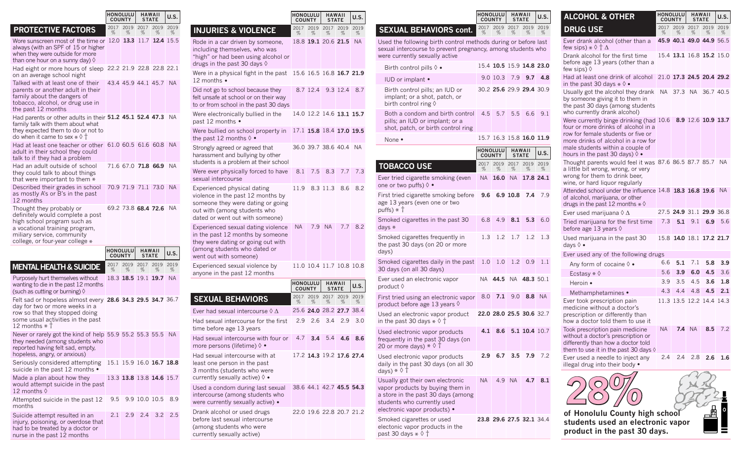| PROTECTIVE FACTORS | Honolulu County 2017 % | Honolulu County 2019 % | Hawaii State 2017 % | Hawaii State 2019 % | U.S. 2019 % |
|---|---|---|---|---|---|
| Wore sunscreen most of the time or always (with an SPF of 15 or higher when they were outside for more than one hour on a sunny day) ◊ | 12.0 | **13.3** | 11.7 | **12.4** | 15.5 |
| Had eight or more hours of sleep on an average school night | 22.2 | 21.9 | 22.8 | 22.8 | 22.1 |
| Talked with at least one of their parents or another adult in their family about the dangers of tobacco, alcohol, or drug use in the past 12 months | 43.4 | 45.9 | 44.1 | 45.7 | NA |
| Had parents or other adults in their family talk with them about what they expected them to do or not to do when it came to sex ∗ ◊ † | **51.2** | **45.1** | **52.4** | **47.3** | NA |
| Had at least one teacher or other adult in their school they could talk to if they had a problem | 61.0 | 60.5 | 61.6 | 60.8 | NA |
| Had an adult outside of school they could talk to about things that were important to them ∗ | 71.6 | 67.0 | **71.8** | **66.9** | NA |
| Described their grades in school as mostly A's or B's in the past 12 months | 70.9 | 71.9 | 71.1 | 73.0 | NA |
| Thought they probably or definitely would complete a post high school program such as a vocational training program, miliary service, community college, or four-year college ∗ | 69.2 | 73.8 | **68.4** | **72.6** | NA |

| MENTAL HEALTH & SUICIDE | Honolulu County 2017 % | Honolulu County 2019 % | Hawaii State 2017 % | Hawaii State 2019 % | U.S. 2019 % |
|---|---|---|---|---|---|
| Purposely hurt themselves without wanting to die in the past 12 months (such as cutting or burning) ◊ | 18.3 | **18.5** | 19.1 | **19.7** | NA |
| Felt sad or hopeless almost every day for two or more weeks in a row so that they stopped doing some usual activities in the past 12 months ∗ † | **28.6** | **34.3** | **29.5** | **34.7** | 36.7 |
| Never or rarely got the kind of help they needed (among students who reported having felt sad, empty, hopeless, angry, or anxious) | 55.9 | 55.2 | 55.3 | 55.5 | NA |
| Seriously considered attempting suicide in the past 12 months • | 15.1 | 15.9 | 16.0 | **16.7** | **18.8** |
| Made a plan about how they would attempt suicide in the past 12 months ◊ | 13.3 | **13.8** | 13.8 | **14.6** | 15.7 |
| Attempted suicide in the past 12 months | 9.5 | 9.9 | 10.0 | 10.5 | 8.9 |
| Suicide attempt resulted in an injury, poisoning, or overdose that had to be treated by a doctor or nurse in the past 12 months | 2.1 | 2.9 | 2.4 | 3.2 | 2.5 |

| INJURIES & VIOLENCE | Honolulu County 2017 % | Honolulu County 2019 % | Hawaii State 2017 % | Hawaii State 2019 % | U.S. 2019 % |
|---|---|---|---|---|---|
| Rode in a car driven by someone, including themselves, who was "high" or had been using alcohol or drugs in the past 30 days ◊ | 18.8 | **19.1** | 20.6 | **21.5** | NA |
| Were in a physical fight in the past 12 months • | 15.6 | 16.5 | 16.8 | **16.7** | **21.9** |
| Did not go to school because they felt unsafe at school or on their way to or from school in the past 30 days | 8.7 | 12.4 | 9.3 | 12.4 | 8.7 |
| Were electronically bullied in the past 12 months • | 14.0 | 12.2 | 14.6 | **13.1** | **15.7** |
| Were bullied on school property in the past 12 months ◊ • | 17.1 | **15.8** | 18.4 | **17.0** | **19.5** |
| Strongly agreed or agreed that harassment and bullying by other students is a problem at their school | 36.0 | 39.7 | 38.6 | 40.4 | NA |
| Were ever physically forced to have sexual intercourse | 8.1 | 7.5 | 8.3 | 7.7 | 7.3 |
| Experienced physical dating violence in the past 12 months by someone they were dating or going out with (among students who dated or went out with someone) | 11.9 | 8.3 | 11.3 | 8.6 | 8.2 |
| Experienced sexual dating violence in the past 12 months by someone they were dating or going out with (among students who dated or went out with someone) | NA | 7.9 | NA | 7.7 | 8.2 |
| Experienced sexual violence by anyone in the past 12 months | 11.0 | 10.4 | 11.7 | 10.8 | 10.8 |

| SEXUAL BEHAVIORS | Honolulu County 2017 % | Honolulu County 2019 % | Hawaii State 2017 % | Hawaii State 2019 % | U.S. 2019 % |
|---|---|---|---|---|---|
| Ever had sexual intercourse ◊ Δ | 25.6 | **24.0** | 28.2 | **27.7** | **38.4** |
| Had sexual intercourse for the first time before age 13 years | 2.9 | 2.6 | 3.4 | 2.9 | 3.0 |
| Had sexual intercourse with four or more persons (lifetime) ◊ • | 4.7 | **3.4** | 5.4 | **4.6** | **8.6** |
| Had sexual intercourse with at least one person in the past 3 months (students who were currently sexually active) ◊ • | 17.2 | **14.3** | 19.2 | **17.6** | **27.4** |
| Used a condom during last sexual intercourse (among students who were currently sexually active) • | 38.6 | 44.1 | 42.7 | **45.5** | **54.3** |
| Drank alcohol or used drugs before last sexual intercourse (among students who were currently sexually active) | 22.0 | 19.6 | 22.8 | 20.7 | 21.2 |

| SEXUAL BEHAVIORS cont. | Honolulu County 2017 % | Honolulu County 2019 % | Hawaii State 2017 % | Hawaii State 2019 % | U.S. 2019 % |
|---|---|---|---|---|---|
| Used the following birth control methods during or before last sexual intercourse to prevent pregnancy, among students who were currently sexually active | | | | | |
| Birth control pills ◊ • | 15.4 | **10.5** | 15.9 | **14.8** | **23.0** |
| IUD or implant • | 9.0 | 10.3 | 7.9 | **9.7** | **4.8** |
| Birth control pills; an IUD or implant; or a shot, patch, or birth control ring ◊ | 30.2 | **25.6** | 29.9 | **29.4** | 30.9 |
| Both a condom and birth control pills; an IUD or implant; or a shot, patch, or birth control ring | 4.5 | 5.7 | 5.5 | 6.6 | 9.1 |
| None • | 15.7 | 16.3 | 15.8 | **16.0** | **11.9** |

| TOBACCO USE | Honolulu County 2017 % | Honolulu County 2019 % | Hawaii State 2017 % | Hawaii State 2019 % | U.S. 2019 % |
|---|---|---|---|---|---|
| Ever tried cigarette smoking (even one or two puffs) ◊ • | NA | **16.0** | NA | **17.8** | **24.1** |
| First tried cigarette smoking before age 13 years (even one or two puffs) ∗ † | **9.6** | **6.9** | **10.8** | **7.4** | 7.9 |
| Smoked cigarettes in the past 30 days ∗ | 6.8 | 4.9 | **8.1** | **5.3** | 6.0 |
| Smoked cigarettes frequently in the past 30 days (on 20 or more days) | 1.3 | 1.2 | 1.7 | 1.2 | 1.3 |
| Smoked cigarettes daily in the past 30 days (on all 30 days) | 1.0 | 1.0 | 1.2 | 0.9 | 1.1 |
| Ever used an electronic vapor product ◊ | NA | **44.5** | NA | **48.3** | 50.1 |
| First tried using an electronic vapor product before age 13 years ◊ | 8.0 | **7.1** | 9.0 | **8.8** | NA |
| Used an electronic vapor product in the past 30 days ∗ ◊ † | **22.0** | **28.0** | **25.5** | **30.6** | 32.7 |
| Used electronic vapor products frequently in the past 30 days (on 20 or more days) ∗ ◊ † | **4.1** | **8.6** | **5.1** | **10.4** | 10.7 |
| Used electronic vapor products daily in the past 30 days (on all 30 days) ∗ ◊ † | **2.9** | **6.7** | **3.5** | **7.9** | 7.2 |
| Usually got their own electronic vapor products by buying them in a store in the past 30 days (among students who currently used electronic vapor products) • | NA | 4.9 | NA | **4.7** | **8.1** |
| Smoked cigarettes or used electonic vapor products in the past 30 days ∗ ◊ † | **23.8** | **29.6** | **27.5** | **32.1** | 34.4 |

| ALCOHOL & OTHER DRUG USE | Honolulu County 2017 % | Honolulu County 2019 % | Hawaii State 2017 % | Hawaii State 2019 % | U.S. 2019 % |
|---|---|---|---|---|---|
| Ever drank alcohol (other than a few sips) ∗ ◊ † Δ | **45.9** | **40.1** | **49.0** | **44.9** | **56.5** |
| Drank alcohol for the first time before age 13 years (other than a few sips) ◊ | 15.4 | **13.1** | 16.8 | **15.2** | 15.0 |
| Had at least one drink of alcohol in the past 30 days ∗ ◊ • | 21.0 | **17.3** | **24.5** | **20.4** | **29.2** |
| Usually got the alcohol they drank by someone giving it to them in the past 30 days (among students who currently drank alcohol) | NA | 37.3 | NA | 36.7 | 40.5 |
| Were currently binge drinking (had four or more drinks of alcohol in a row for female students or five or more drinks of alcohol in a row for male students within a couple of hours in the past 30 days) ◊ • | 10.6 | **8.9** | 12.6 | **10.9** | **13.7** |
| Thought parents would feel it was a little bit wrong, wrong, or very wrong for them to drink beer, wine, or hard liquor regularly | 87.6 | 86.5 | 87.7 | 85.7 | NA |
| Attended school under the influence of alcohol, marijuana, or other drugs in the past 12 months ∗ ◊ | 14.8 | **18.3** | **16.8** | **19.6** | NA |
| Ever used marijuana ◊ Δ | 27.5 | **24.9** | 31.1 | **29.9** | **36.8** |
| Tried marijuana for the first time before age 13 years ◊ | 7.3 | **5.1** | 9.1 | **6.9** | 5.6 |
| Used marijuana in the past 30 days ◊ • | 15.8 | **14.0** | 18.1 | **17.2** | **21.7** |
| Ever used any of the following drugs | | | | | |
| Any form of cocaine ◊ • | 6.6 | **5.1** | 7.1 | **5.8** | **3.9** |
| Ecstasy ∗ ◊ | 5.6 | **3.9** | **6.0** | **4.5** | 3.6 |
| Heroin • | 3.9 | 3.5 | 4.5 | **3.6** | **1.8** |
| Methamphetamines • | 4.3 | 4.4 | 4.8 | **4.5** | **2.1** |
| Ever took prescription pain medicine without a doctor's prescription or differently than how a doctor told them to use it | 11.3 | 13.5 | 12.2 | 14.4 | 14.3 |
| Took prescription pain medicine without a doctor's prescription or differently than how a doctor told them to use it in the past 30 days ◊ | NA | **7.4** | NA | **8.5** | 7.2 |
| Ever used a needle to inject any illegal drug into their body • | 2.4 | 2.4 | 2.8 | **2.6** | **1.6** |

**28%** of Honolulu County high school students used an electronic vapor product in the past 30 days.